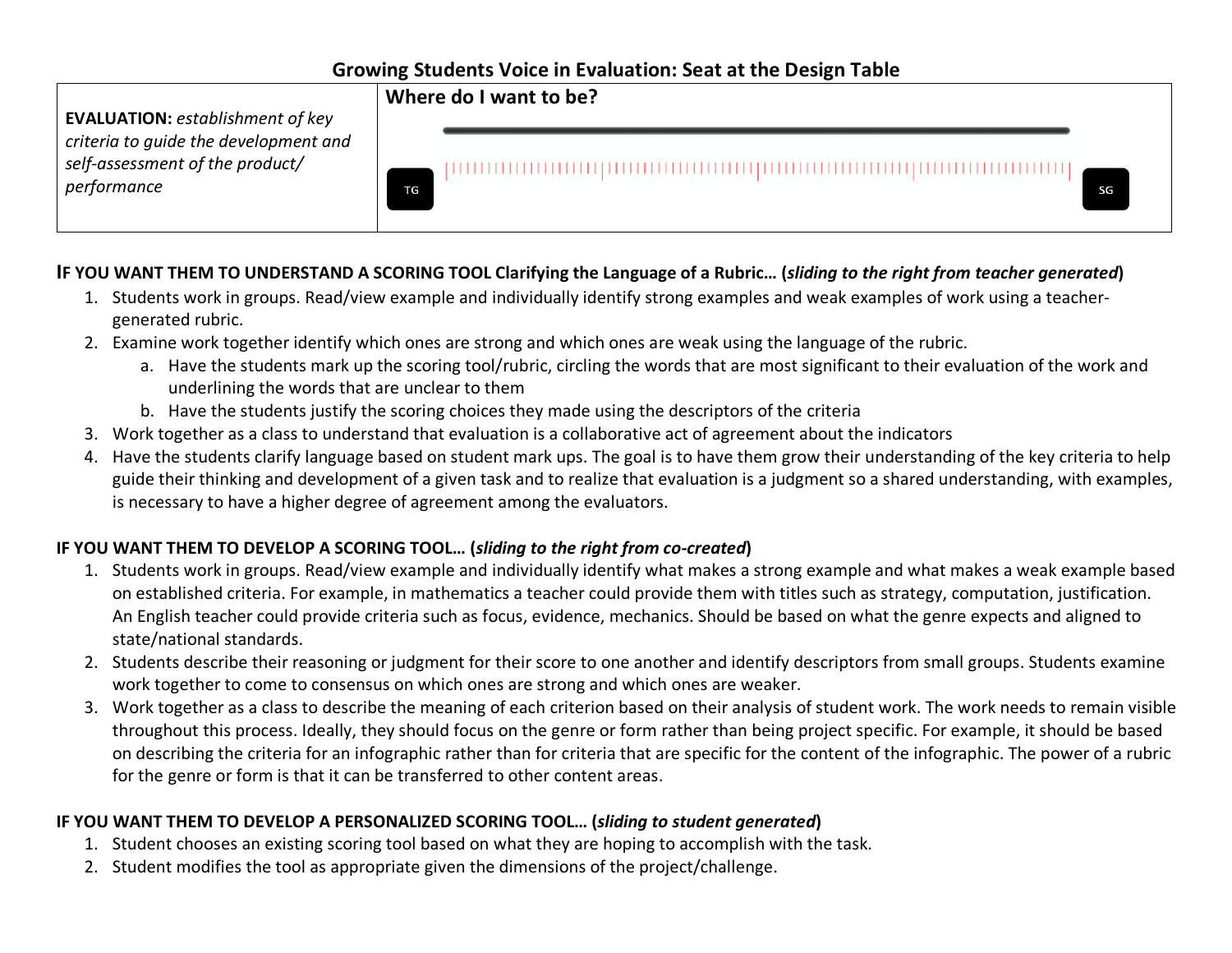# Growing Students Voice in Evaluation: Seat at the Design Table

| **EVALUATION:** *establishment of key criteria to guide the development and self-assessment of the product/ performance* | **Where do I want to be?** TG ——— SG |
|---|---|

**IF YOU WANT THEM TO UNDERSTAND A SCORING TOOL Clarifying the Language of a Rubric… (*sliding to the right from teacher generated*)**

1. Students work in groups. Read/view example and individually identify strong examples and weak examples of work using a teacher-generated rubric.
2. Examine work together identify which ones are strong and which ones are weak using the language of the rubric.
   a. Have the students mark up the scoring tool/rubric, circling the words that are most significant to their evaluation of the work and underlining the words that are unclear to them
   b. Have the students justify the scoring choices they made using the descriptors of the criteria
3. Work together as a class to understand that evaluation is a collaborative act of agreement about the indicators
4. Have the students clarify language based on student mark ups. The goal is to have them grow their understanding of the key criteria to help guide their thinking and development of a given task and to realize that evaluation is a judgment so a shared understanding, with examples, is necessary to have a higher degree of agreement among the evaluators.

**IF YOU WANT THEM TO DEVELOP A SCORING TOOL… (*sliding to the right from co-created*)**

1. Students work in groups. Read/view example and individually identify what makes a strong example and what makes a weak example based on established criteria. For example, in mathematics a teacher could provide them with titles such as strategy, computation, justification. An English teacher could provide criteria such as focus, evidence, mechanics. Should be based on what the genre expects and aligned to state/national standards.
2. Students describe their reasoning or judgment for their score to one another and identify descriptors from small groups. Students examine work together to come to consensus on which ones are strong and which ones are weaker.
3. Work together as a class to describe the meaning of each criterion based on their analysis of student work. The work needs to remain visible throughout this process. Ideally, they should focus on the genre or form rather than being project specific. For example, it should be based on describing the criteria for an infographic rather than for criteria that are specific for the content of the infographic. The power of a rubric for the genre or form is that it can be transferred to other content areas.

**IF YOU WANT THEM TO DEVELOP A PERSONALIZED SCORING TOOL… (*sliding to student generated*)**

1. Student chooses an existing scoring tool based on what they are hoping to accomplish with the task.
2. Student modifies the tool as appropriate given the dimensions of the project/challenge.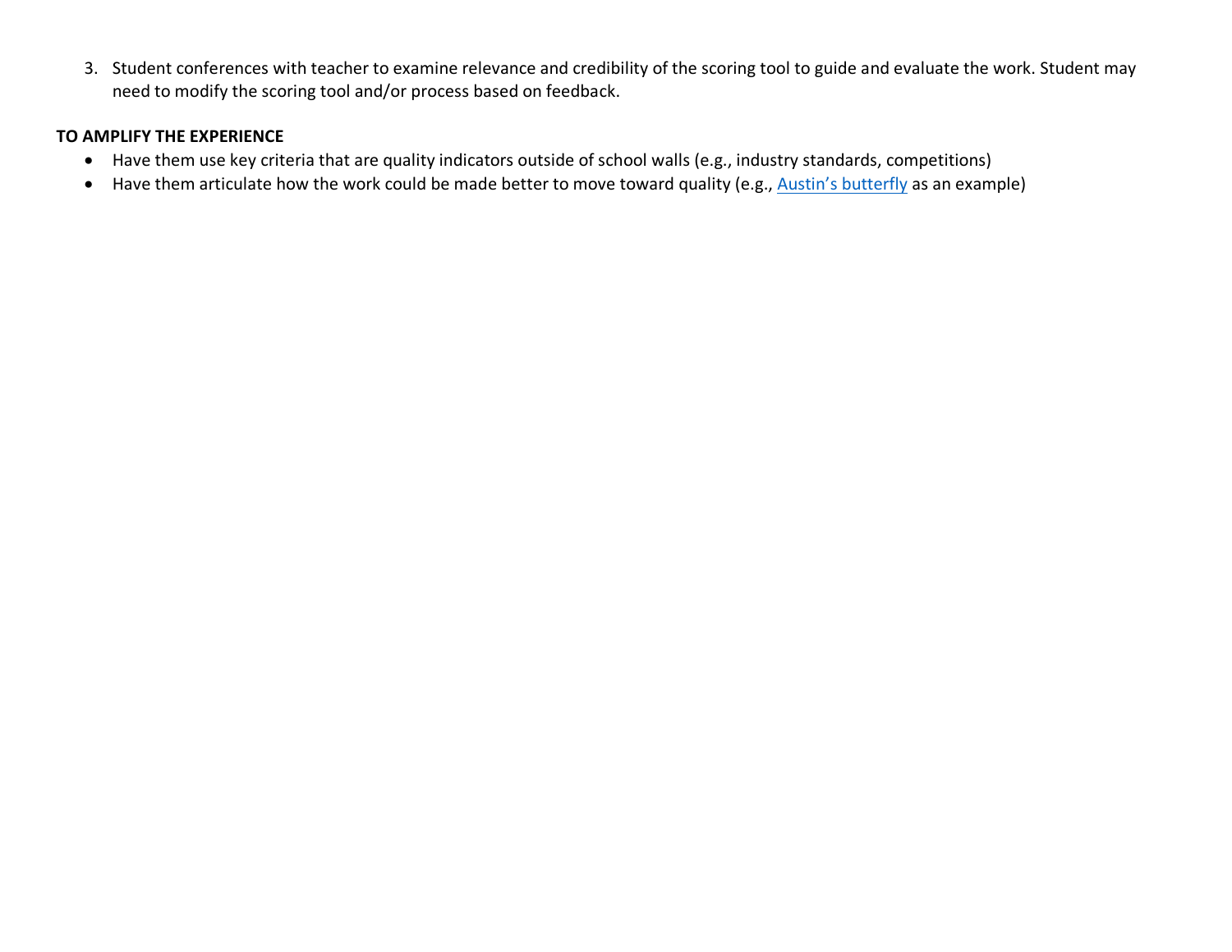3. Student conferences with teacher to examine relevance and credibility of the scoring tool to guide and evaluate the work. Student may need to modify the scoring tool and/or process based on feedback.

**TO AMPLIFY THE EXPERIENCE**

- Have them use key criteria that are quality indicators outside of school walls (e.g., industry standards, competitions)
- Have them articulate how the work could be made better to move toward quality (e.g., Austin's butterfly as an example)